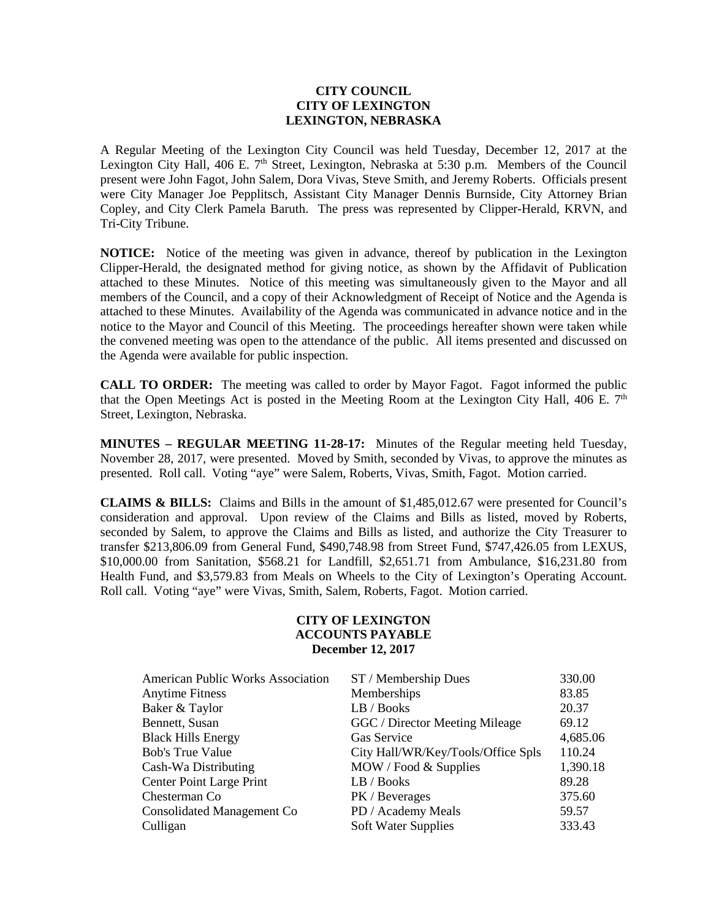**CITY COUNCIL**
**CITY OF LEXINGTON**
**LEXINGTON, NEBRASKA**

A Regular Meeting of the Lexington City Council was held Tuesday, December 12, 2017 at the Lexington City Hall, 406 E. 7th Street, Lexington, Nebraska at 5:30 p.m. Members of the Council present were John Fagot, John Salem, Dora Vivas, Steve Smith, and Jeremy Roberts. Officials present were City Manager Joe Pepplitsch, Assistant City Manager Dennis Burnside, City Attorney Brian Copley, and City Clerk Pamela Baruth. The press was represented by Clipper-Herald, KRVN, and Tri-City Tribune.

**NOTICE:** Notice of the meeting was given in advance, thereof by publication in the Lexington Clipper-Herald, the designated method for giving notice, as shown by the Affidavit of Publication attached to these Minutes. Notice of this meeting was simultaneously given to the Mayor and all members of the Council, and a copy of their Acknowledgment of Receipt of Notice and the Agenda is attached to these Minutes. Availability of the Agenda was communicated in advance notice and in the notice to the Mayor and Council of this Meeting. The proceedings hereafter shown were taken while the convened meeting was open to the attendance of the public. All items presented and discussed on the Agenda were available for public inspection.

**CALL TO ORDER:** The meeting was called to order by Mayor Fagot. Fagot informed the public that the Open Meetings Act is posted in the Meeting Room at the Lexington City Hall, 406 E. 7th Street, Lexington, Nebraska.

**MINUTES – REGULAR MEETING 11-28-17:** Minutes of the Regular meeting held Tuesday, November 28, 2017, were presented. Moved by Smith, seconded by Vivas, to approve the minutes as presented. Roll call. Voting "aye" were Salem, Roberts, Vivas, Smith, Fagot. Motion carried.

**CLAIMS & BILLS:** Claims and Bills in the amount of $1,485,012.67 were presented for Council's consideration and approval. Upon review of the Claims and Bills as listed, moved by Roberts, seconded by Salem, to approve the Claims and Bills as listed, and authorize the City Treasurer to transfer $213,806.09 from General Fund, $490,748.98 from Street Fund, $747,426.05 from LEXUS, $10,000.00 from Sanitation, $568.21 for Landfill, $2,651.71 from Ambulance, $16,231.80 from Health Fund, and $3,579.83 from Meals on Wheels to the City of Lexington's Operating Account. Roll call. Voting "aye" were Vivas, Smith, Salem, Roberts, Fagot. Motion carried.

**CITY OF LEXINGTON**
**ACCOUNTS PAYABLE**
**December 12, 2017**

| | | |
|---|---|---|
| American Public Works Association | ST / Membership Dues | 330.00 |
| Anytime Fitness | Memberships | 83.85 |
| Baker & Taylor | LB / Books | 20.37 |
| Bennett, Susan | GGC / Director Meeting Mileage | 69.12 |
| Black Hills Energy | Gas Service | 4,685.06 |
| Bob's True Value | City Hall/WR/Key/Tools/Office Spls | 110.24 |
| Cash-Wa Distributing | MOW / Food & Supplies | 1,390.18 |
| Center Point Large Print | LB / Books | 89.28 |
| Chesterman Co | PK / Beverages | 375.60 |
| Consolidated Management Co | PD / Academy Meals | 59.57 |
| Culligan | Soft Water Supplies | 333.43 |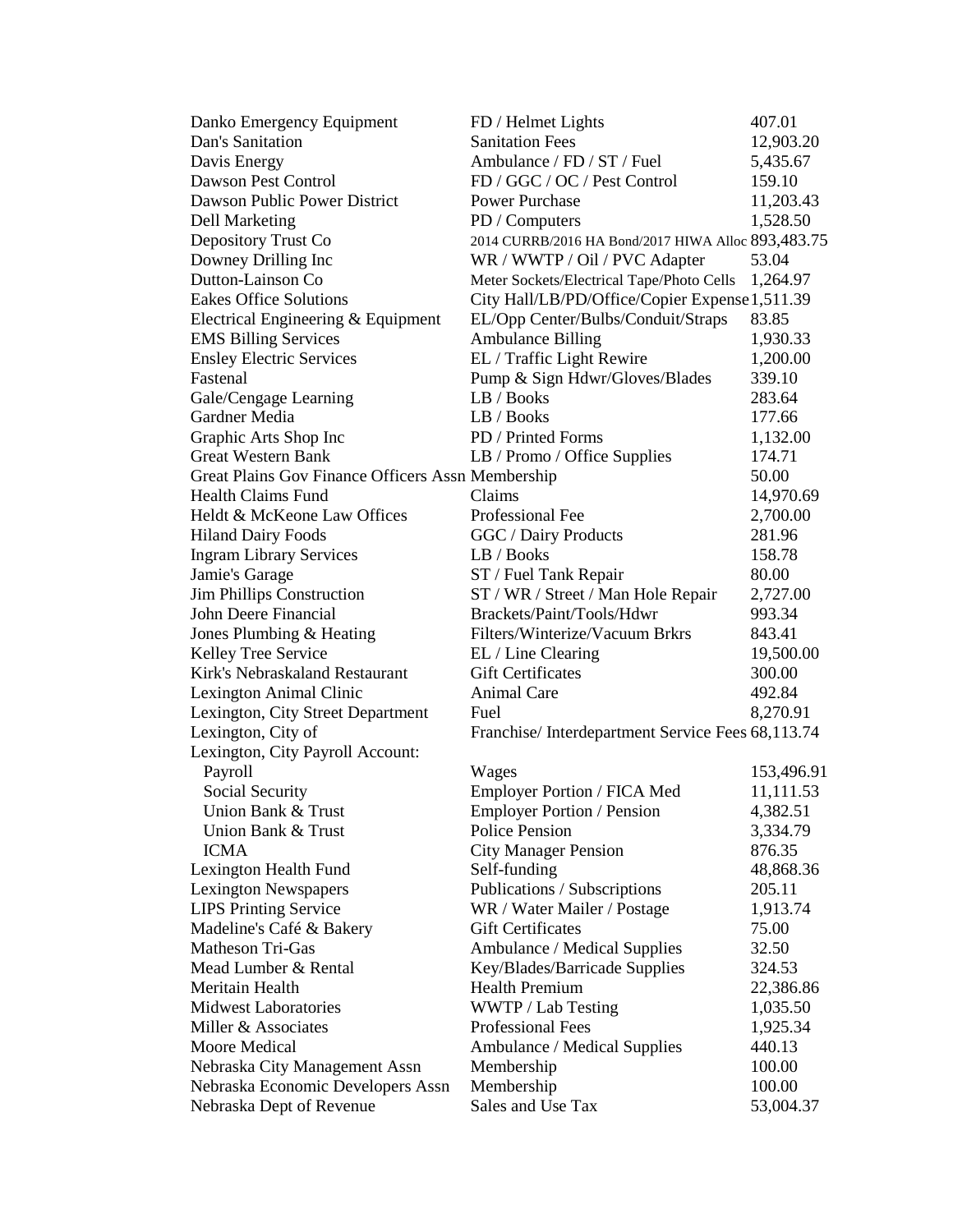| | | |
|---|---|---|
| Danko Emergency Equipment | FD / Helmet Lights | 407.01 |
| Dan's Sanitation | Sanitation Fees | 12,903.20 |
| Davis Energy | Ambulance / FD / ST / Fuel | 5,435.67 |
| Dawson Pest Control | FD / GGC / OC / Pest Control | 159.10 |
| Dawson Public Power District | Power Purchase | 11,203.43 |
| Dell Marketing | PD / Computers | 1,528.50 |
| Depository Trust Co | 2014 CURRB/2016 HA Bond/2017 HIWA Alloc | 893,483.75 |
| Downey Drilling Inc | WR / WWTP / Oil / PVC Adapter | 53.04 |
| Dutton-Lainson Co | Meter Sockets/Electrical Tape/Photo Cells | 1,264.97 |
| Eakes Office Solutions | City Hall/LB/PD/Office/Copier Expense | 1,511.39 |
| Electrical Engineering & Equipment | EL/Opp Center/Bulbs/Conduit/Straps | 83.85 |
| EMS Billing Services | Ambulance Billing | 1,930.33 |
| Ensley Electric Services | EL / Traffic Light Rewire | 1,200.00 |
| Fastenal | Pump & Sign Hdwr/Gloves/Blades | 339.10 |
| Gale/Cengage Learning | LB / Books | 283.64 |
| Gardner Media | LB / Books | 177.66 |
| Graphic Arts Shop Inc | PD / Printed Forms | 1,132.00 |
| Great Western Bank | LB / Promo / Office Supplies | 174.71 |
| Great Plains Gov Finance Officers Assn | Membership | 50.00 |
| Health Claims Fund | Claims | 14,970.69 |
| Heldt & McKeone Law Offices | Professional Fee | 2,700.00 |
| Hiland Dairy Foods | GGC / Dairy Products | 281.96 |
| Ingram Library Services | LB / Books | 158.78 |
| Jamie's Garage | ST / Fuel Tank Repair | 80.00 |
| Jim Phillips Construction | ST / WR / Street / Man Hole Repair | 2,727.00 |
| John Deere Financial | Brackets/Paint/Tools/Hdwr | 993.34 |
| Jones Plumbing & Heating | Filters/Winterize/Vacuum Brkrs | 843.41 |
| Kelley Tree Service | EL / Line Clearing | 19,500.00 |
| Kirk's Nebraskaland Restaurant | Gift Certificates | 300.00 |
| Lexington Animal Clinic | Animal Care | 492.84 |
| Lexington, City Street Department | Fuel | 8,270.91 |
| Lexington, City of | Franchise/ Interdepartment Service Fees | 68,113.74 |
| Lexington, City Payroll Account: | | |
| Payroll | Wages | 153,496.91 |
| Social Security | Employer Portion / FICA Med | 11,111.53 |
| Union Bank & Trust | Employer Portion / Pension | 4,382.51 |
| Union Bank & Trust | Police Pension | 3,334.79 |
| ICMA | City Manager Pension | 876.35 |
| Lexington Health Fund | Self-funding | 48,868.36 |
| Lexington Newspapers | Publications / Subscriptions | 205.11 |
| LIPS Printing Service | WR / Water Mailer / Postage | 1,913.74 |
| Madeline's Café & Bakery | Gift Certificates | 75.00 |
| Matheson Tri-Gas | Ambulance / Medical Supplies | 32.50 |
| Mead Lumber & Rental | Key/Blades/Barricade Supplies | 324.53 |
| Meritain Health | Health Premium | 22,386.86 |
| Midwest Laboratories | WWTP / Lab Testing | 1,035.50 |
| Miller & Associates | Professional Fees | 1,925.34 |
| Moore Medical | Ambulance / Medical Supplies | 440.13 |
| Nebraska City Management Assn | Membership | 100.00 |
| Nebraska Economic Developers Assn | Membership | 100.00 |
| Nebraska Dept of Revenue | Sales and Use Tax | 53,004.37 |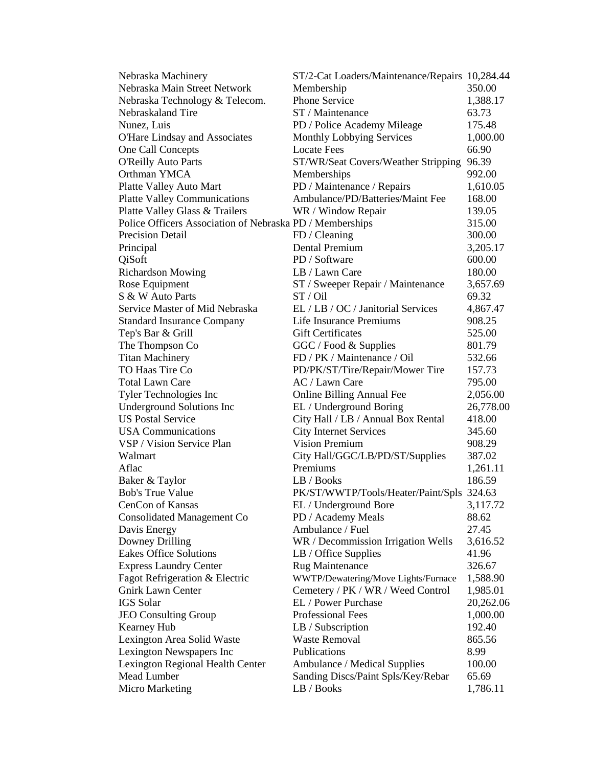| | | |
|---|---|---|
| Nebraska Machinery | ST/2-Cat Loaders/Maintenance/Repairs | 10,284.44 |
| Nebraska Main Street Network | Membership | 350.00 |
| Nebraska Technology & Telecom. | Phone Service | 1,388.17 |
| Nebraskaland Tire | ST / Maintenance | 63.73 |
| Nunez, Luis | PD / Police Academy Mileage | 175.48 |
| O'Hare Lindsay and Associates | Monthly Lobbying Services | 1,000.00 |
| One Call Concepts | Locate Fees | 66.90 |
| O'Reilly Auto Parts | ST/WR/Seat Covers/Weather Stripping | 96.39 |
| Orthman YMCA | Memberships | 992.00 |
| Platte Valley Auto Mart | PD / Maintenance / Repairs | 1,610.05 |
| Platte Valley Communications | Ambulance/PD/Batteries/Maint Fee | 168.00 |
| Platte Valley Glass & Trailers | WR / Window Repair | 139.05 |
| Police Officers Association of Nebraska | PD / Memberships | 315.00 |
| Precision Detail | FD / Cleaning | 300.00 |
| Principal | Dental Premium | 3,205.17 |
| QiSoft | PD / Software | 600.00 |
| Richardson Mowing | LB / Lawn Care | 180.00 |
| Rose Equipment | ST / Sweeper Repair / Maintenance | 3,657.69 |
| S & W Auto Parts | ST / Oil | 69.32 |
| Service Master of Mid Nebraska | EL / LB / OC / Janitorial Services | 4,867.47 |
| Standard Insurance Company | Life Insurance Premiums | 908.25 |
| Tep's Bar & Grill | Gift Certificates | 525.00 |
| The Thompson Co | GGC / Food & Supplies | 801.79 |
| Titan Machinery | FD / PK / Maintenance / Oil | 532.66 |
| TO Haas Tire Co | PD/PK/ST/Tire/Repair/Mower Tire | 157.73 |
| Total Lawn Care | AC / Lawn Care | 795.00 |
| Tyler Technologies Inc | Online Billing Annual Fee | 2,056.00 |
| Underground Solutions Inc | EL / Underground Boring | 26,778.00 |
| US Postal Service | City Hall / LB / Annual Box Rental | 418.00 |
| USA Communications | City Internet Services | 345.60 |
| VSP / Vision Service Plan | Vision Premium | 908.29 |
| Walmart | City Hall/GGC/LB/PD/ST/Supplies | 387.02 |
| Aflac | Premiums | 1,261.11 |
| Baker & Taylor | LB / Books | 186.59 |
| Bob's True Value | PK/ST/WWTP/Tools/Heater/Paint/Spls | 324.63 |
| CenCon of Kansas | EL / Underground Bore | 3,117.72 |
| Consolidated Management Co | PD / Academy Meals | 88.62 |
| Davis Energy | Ambulance / Fuel | 27.45 |
| Downey Drilling | WR / Decommission Irrigation Wells | 3,616.52 |
| Eakes Office Solutions | LB / Office Supplies | 41.96 |
| Express Laundry Center | Rug Maintenance | 326.67 |
| Fagot Refrigeration & Electric | WWTP/Dewatering/Move Lights/Furnace | 1,588.90 |
| Gnirk Lawn Center | Cemetery / PK / WR / Weed Control | 1,985.01 |
| IGS Solar | EL / Power Purchase | 20,262.06 |
| JEO Consulting Group | Professional Fees | 1,000.00 |
| Kearney Hub | LB / Subscription | 192.40 |
| Lexington Area Solid Waste | Waste Removal | 865.56 |
| Lexington Newspapers Inc | Publications | 8.99 |
| Lexington Regional Health Center | Ambulance / Medical Supplies | 100.00 |
| Mead Lumber | Sanding Discs/Paint Spls/Key/Rebar | 65.69 |
| Micro Marketing | LB / Books | 1,786.11 |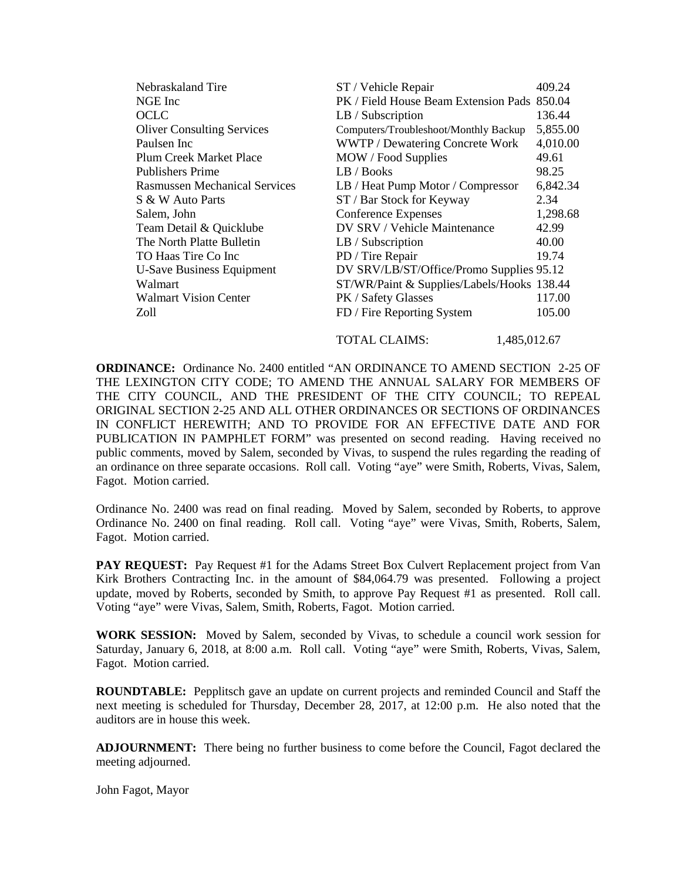| | | |
|---|---|---|
| Nebraskaland Tire | ST / Vehicle Repair | 409.24 |
| NGE Inc | PK / Field House Beam Extension Pads | 850.04 |
| OCLC | LB / Subscription | 136.44 |
| Oliver Consulting Services | Computers/Troubleshoot/Monthly Backup | 5,855.00 |
| Paulsen Inc | WWTP / Dewatering Concrete Work | 4,010.00 |
| Plum Creek Market Place | MOW / Food Supplies | 49.61 |
| Publishers Prime | LB / Books | 98.25 |
| Rasmussen Mechanical Services | LB / Heat Pump Motor / Compressor | 6,842.34 |
| S & W Auto Parts | ST / Bar Stock for Keyway | 2.34 |
| Salem, John | Conference Expenses | 1,298.68 |
| Team Detail & Quicklube | DV SRV / Vehicle Maintenance | 42.99 |
| The North Platte Bulletin | LB / Subscription | 40.00 |
| TO Haas Tire Co Inc | PD / Tire Repair | 19.74 |
| U-Save Business Equipment | DV SRV/LB/ST/Office/Promo Supplies | 95.12 |
| Walmart | ST/WR/Paint & Supplies/Labels/Hooks | 138.44 |
| Walmart Vision Center | PK / Safety Glasses | 117.00 |
| Zoll | FD / Fire Reporting System | 105.00 |
| | TOTAL CLAIMS: | 1,485,012.67 |

**ORDINANCE:** Ordinance No. 2400 entitled "AN ORDINANCE TO AMEND SECTION 2-25 OF THE LEXINGTON CITY CODE; TO AMEND THE ANNUAL SALARY FOR MEMBERS OF THE CITY COUNCIL, AND THE PRESIDENT OF THE CITY COUNCIL; TO REPEAL ORIGINAL SECTION 2-25 AND ALL OTHER ORDINANCES OR SECTIONS OF ORDINANCES IN CONFLICT HEREWITH; AND TO PROVIDE FOR AN EFFECTIVE DATE AND FOR PUBLICATION IN PAMPHLET FORM" was presented on second reading. Having received no public comments, moved by Salem, seconded by Vivas, to suspend the rules regarding the reading of an ordinance on three separate occasions. Roll call. Voting "aye" were Smith, Roberts, Vivas, Salem, Fagot. Motion carried.

Ordinance No. 2400 was read on final reading. Moved by Salem, seconded by Roberts, to approve Ordinance No. 2400 on final reading. Roll call. Voting "aye" were Vivas, Smith, Roberts, Salem, Fagot. Motion carried.

**PAY REQUEST:** Pay Request #1 for the Adams Street Box Culvert Replacement project from Van Kirk Brothers Contracting Inc. in the amount of $84,064.79 was presented. Following a project update, moved by Roberts, seconded by Smith, to approve Pay Request #1 as presented. Roll call. Voting "aye" were Vivas, Salem, Smith, Roberts, Fagot. Motion carried.

**WORK SESSION:** Moved by Salem, seconded by Vivas, to schedule a council work session for Saturday, January 6, 2018, at 8:00 a.m. Roll call. Voting "aye" were Smith, Roberts, Vivas, Salem, Fagot. Motion carried.

**ROUNDTABLE:** Pepplitsch gave an update on current projects and reminded Council and Staff the next meeting is scheduled for Thursday, December 28, 2017, at 12:00 p.m. He also noted that the auditors are in house this week.

**ADJOURNMENT:** There being no further business to come before the Council, Fagot declared the meeting adjourned.

John Fagot, Mayor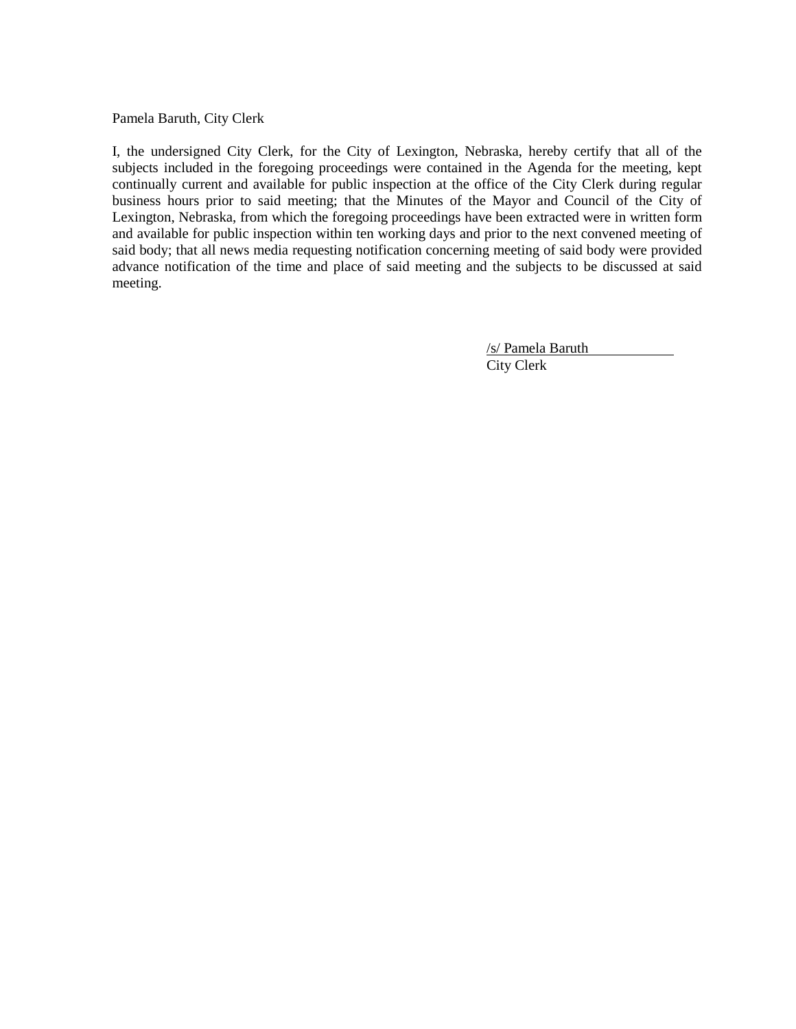Pamela Baruth, City Clerk

I, the undersigned City Clerk, for the City of Lexington, Nebraska, hereby certify that all of the subjects included in the foregoing proceedings were contained in the Agenda for the meeting, kept continually current and available for public inspection at the office of the City Clerk during regular business hours prior to said meeting; that the Minutes of the Mayor and Council of the City of Lexington, Nebraska, from which the foregoing proceedings have been extracted were in written form and available for public inspection within ten working days and prior to the next convened meeting of said body; that all news media requesting notification concerning meeting of said body were provided advance notification of the time and place of said meeting and the subjects to be discussed at said meeting.

/s/ Pamela Baruth
City Clerk